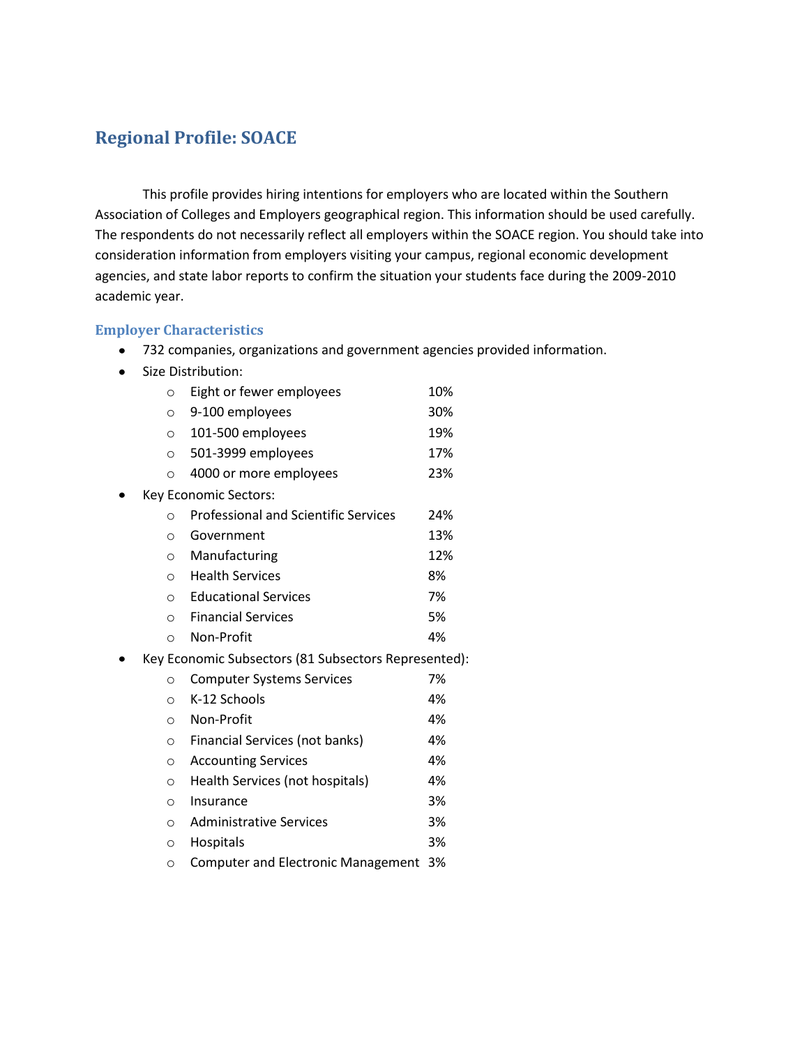## Regional Profile: SOACE

This profile provides hiring intentions for employers who are located within the Southern Association of Colleges and Employers geographical region. This information should be used carefully. The respondents do not necessarily reflect all employers within the SOACE region. You should take into consideration information from employers visiting your campus, regional economic development agencies, and state labor reports to confirm the situation your students face during the 2009-2010 academic year.

### Employer Characteristics

- 732 companies, organizations and government agencies provided information.
- Size Distribution:
  - Eight or fewer employees 10%
  - 9-100 employees 30%
  - 101-500 employees 19%
  - 501-3999 employees 17%
  - 4000 or more employees 23%
- Key Economic Sectors:
  - Professional and Scientific Services 24%
  - Government 13%
  - Manufacturing 12%
  - Health Services 8%
  - Educational Services 7%
  - Financial Services 5%
  - Non-Profit 4%
- Key Economic Subsectors (81 Subsectors Represented):
  - Computer Systems Services 7%
  - K-12 Schools 4%
  - Non-Profit 4%
  - Financial Services (not banks) 4%
  - Accounting Services 4%
  - Health Services (not hospitals) 4%
  - Insurance 3%
  - Administrative Services 3%
  - Hospitals 3%
  - Computer and Electronic Management 3%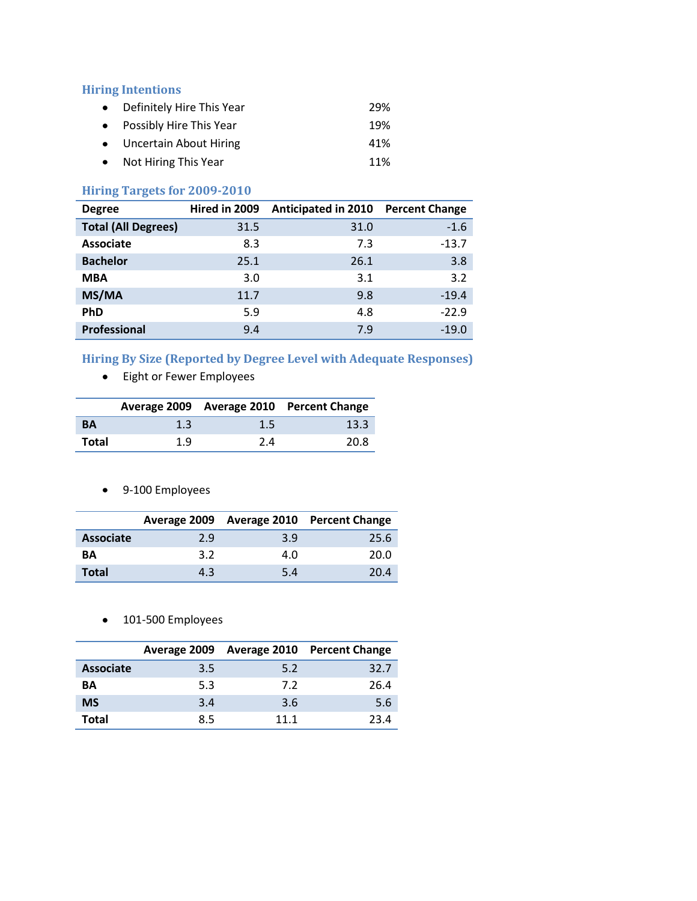### Hiring Intentions

- Definitely Hire This Year 29%
- Possibly Hire This Year 19%
- Uncertain About Hiring 41%
- Not Hiring This Year 11%

### Hiring Targets for 2009-2010

| Degree | Hired in 2009 | Anticipated in 2010 | Percent Change |
|---|---|---|---|
| **Total (All Degrees)** | 31.5 | 31.0 | -1.6 |
| **Associate** | 8.3 | 7.3 | -13.7 |
| **Bachelor** | 25.1 | 26.1 | 3.8 |
| **MBA** | 3.0 | 3.1 | 3.2 |
| **MS/MA** | 11.7 | 9.8 | -19.4 |
| **PhD** | 5.9 | 4.8 | -22.9 |
| **Professional** | 9.4 | 7.9 | -19.0 |

### Hiring By Size (Reported by Degree Level with Adequate Responses)

- Eight or Fewer Employees

| | Average 2009 | Average 2010 | Percent Change |
|---|---|---|---|
| **BA** | 1.3 | 1.5 | 13.3 |
| **Total** | 1.9 | 2.4 | 20.8 |

- 9-100 Employees

| | Average 2009 | Average 2010 | Percent Change |
|---|---|---|---|
| **Associate** | 2.9 | 3.9 | 25.6 |
| **BA** | 3.2 | 4.0 | 20.0 |
| **Total** | 4.3 | 5.4 | 20.4 |

- 101-500 Employees

| | Average 2009 | Average 2010 | Percent Change |
|---|---|---|---|
| **Associate** | 3.5 | 5.2 | 32.7 |
| **BA** | 5.3 | 7.2 | 26.4 |
| **MS** | 3.4 | 3.6 | 5.6 |
| **Total** | 8.5 | 11.1 | 23.4 |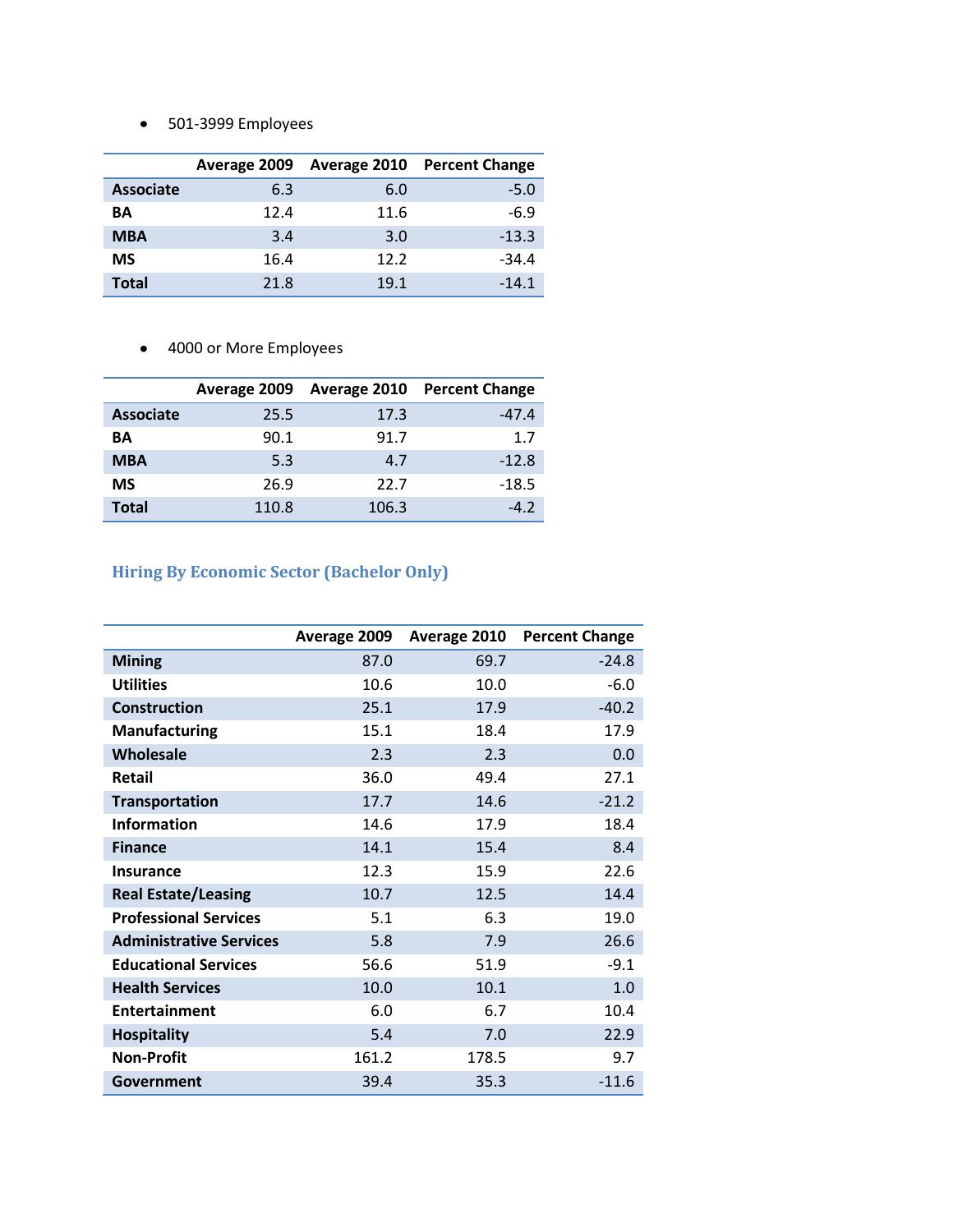- 501-3999 Employees

| | Average 2009 | Average 2010 | Percent Change |
|---|---|---|---|
| **Associate** | 6.3 | 6.0 | -5.0 |
| **BA** | 12.4 | 11.6 | -6.9 |
| **MBA** | 3.4 | 3.0 | -13.3 |
| **MS** | 16.4 | 12.2 | -34.4 |
| **Total** | 21.8 | 19.1 | -14.1 |

- 4000 or More Employees

| | Average 2009 | Average 2010 | Percent Change |
|---|---|---|---|
| **Associate** | 25.5 | 17.3 | -47.4 |
| **BA** | 90.1 | 91.7 | 1.7 |
| **MBA** | 5.3 | 4.7 | -12.8 |
| **MS** | 26.9 | 22.7 | -18.5 |
| **Total** | 110.8 | 106.3 | -4.2 |

## Hiring By Economic Sector (Bachelor Only)

| | Average 2009 | Average 2010 | Percent Change |
|---|---|---|---|
| **Mining** | 87.0 | 69.7 | -24.8 |
| **Utilities** | 10.6 | 10.0 | -6.0 |
| **Construction** | 25.1 | 17.9 | -40.2 |
| **Manufacturing** | 15.1 | 18.4 | 17.9 |
| **Wholesale** | 2.3 | 2.3 | 0.0 |
| **Retail** | 36.0 | 49.4 | 27.1 |
| **Transportation** | 17.7 | 14.6 | -21.2 |
| **Information** | 14.6 | 17.9 | 18.4 |
| **Finance** | 14.1 | 15.4 | 8.4 |
| **Insurance** | 12.3 | 15.9 | 22.6 |
| **Real Estate/Leasing** | 10.7 | 12.5 | 14.4 |
| **Professional Services** | 5.1 | 6.3 | 19.0 |
| **Administrative Services** | 5.8 | 7.9 | 26.6 |
| **Educational Services** | 56.6 | 51.9 | -9.1 |
| **Health Services** | 10.0 | 10.1 | 1.0 |
| **Entertainment** | 6.0 | 6.7 | 10.4 |
| **Hospitality** | 5.4 | 7.0 | 22.9 |
| **Non-Profit** | 161.2 | 178.5 | 9.7 |
| **Government** | 39.4 | 35.3 | -11.6 |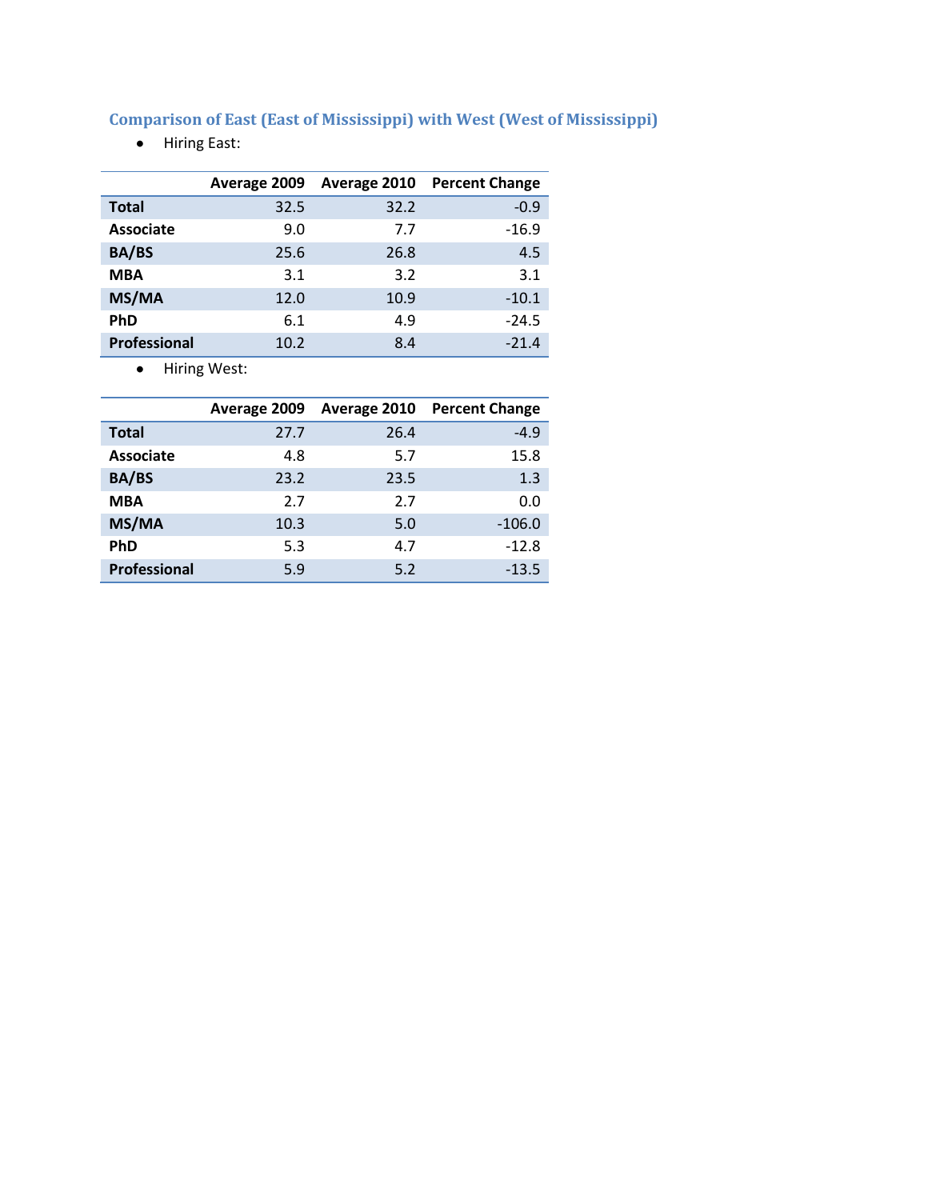### Comparison of East (East of Mississippi) with West (West of Mississippi)

- Hiring East:

| | Average 2009 | Average 2010 | Percent Change |
|---|---|---|---|
| **Total** | 32.5 | 32.2 | -0.9 |
| **Associate** | 9.0 | 7.7 | -16.9 |
| **BA/BS** | 25.6 | 26.8 | 4.5 |
| **MBA** | 3.1 | 3.2 | 3.1 |
| **MS/MA** | 12.0 | 10.9 | -10.1 |
| **PhD** | 6.1 | 4.9 | -24.5 |
| **Professional** | 10.2 | 8.4 | -21.4 |

- Hiring West:

| | Average 2009 | Average 2010 | Percent Change |
|---|---|---|---|
| **Total** | 27.7 | 26.4 | -4.9 |
| **Associate** | 4.8 | 5.7 | 15.8 |
| **BA/BS** | 23.2 | 23.5 | 1.3 |
| **MBA** | 2.7 | 2.7 | 0.0 |
| **MS/MA** | 10.3 | 5.0 | -106.0 |
| **PhD** | 5.3 | 4.7 | -12.8 |
| **Professional** | 5.9 | 5.2 | -13.5 |